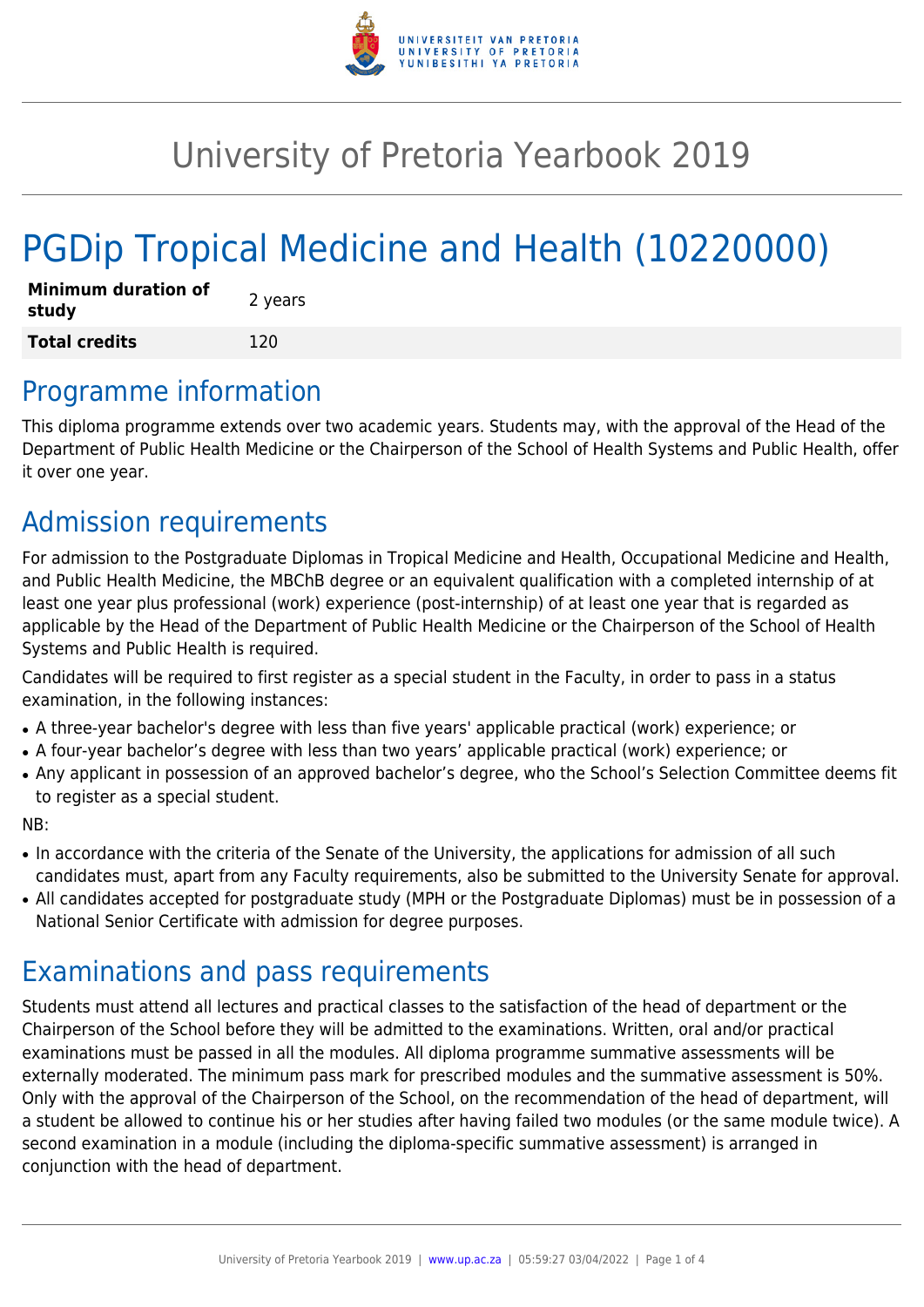# University of Pretoria Yearbook 2019

# PGDip Tropical Medicine and Health (10220000)

| **Minimum duration of study** | 2 years |
|---|---|
| **Total credits** | 120 |

## Programme information

This diploma programme extends over two academic years. Students may, with the approval of the Head of the Department of Public Health Medicine or the Chairperson of the School of Health Systems and Public Health, offer it over one year.

## Admission requirements

For admission to the Postgraduate Diplomas in Tropical Medicine and Health, Occupational Medicine and Health, and Public Health Medicine, the MBChB degree or an equivalent qualification with a completed internship of at least one year plus professional (work) experience (post-internship) of at least one year that is regarded as applicable by the Head of the Department of Public Health Medicine or the Chairperson of the School of Health Systems and Public Health is required.

Candidates will be required to first register as a special student in the Faculty, in order to pass in a status examination, in the following instances:

- A three-year bachelor's degree with less than five years' applicable practical (work) experience; or
- A four-year bachelor's degree with less than two years' applicable practical (work) experience; or
- Any applicant in possession of an approved bachelor's degree, who the School's Selection Committee deems fit to register as a special student.

NB:

- In accordance with the criteria of the Senate of the University, the applications for admission of all such candidates must, apart from any Faculty requirements, also be submitted to the University Senate for approval.
- All candidates accepted for postgraduate study (MPH or the Postgraduate Diplomas) must be in possession of a National Senior Certificate with admission for degree purposes.

## Examinations and pass requirements

Students must attend all lectures and practical classes to the satisfaction of the head of department or the Chairperson of the School before they will be admitted to the examinations. Written, oral and/or practical examinations must be passed in all the modules. All diploma programme summative assessments will be externally moderated. The minimum pass mark for prescribed modules and the summative assessment is 50%. Only with the approval of the Chairperson of the School, on the recommendation of the head of department, will a student be allowed to continue his or her studies after having failed two modules (or the same module twice). A second examination in a module (including the diploma-specific summative assessment) is arranged in conjunction with the head of department.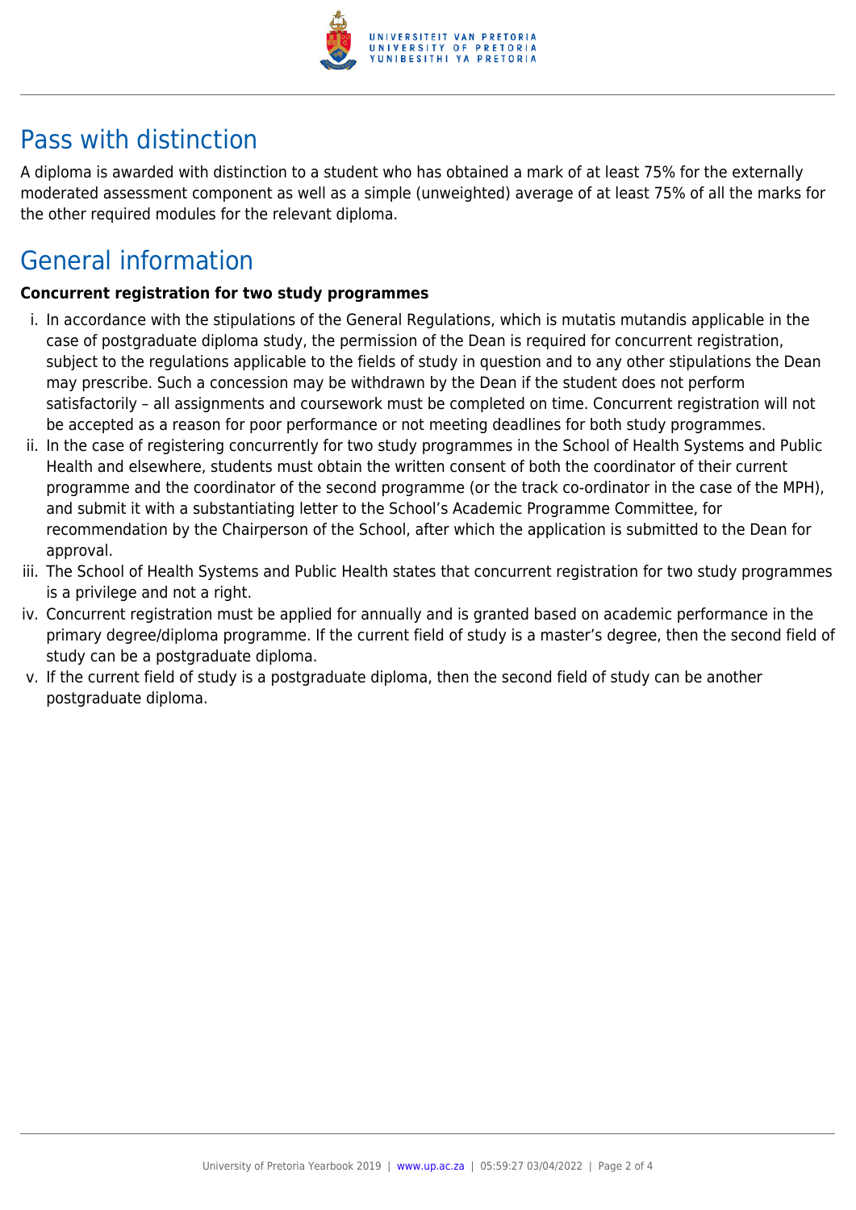## Pass with distinction

A diploma is awarded with distinction to a student who has obtained a mark of at least 75% for the externally moderated assessment component as well as a simple (unweighted) average of at least 75% of all the marks for the other required modules for the relevant diploma.

## General information

**Concurrent registration for two study programmes**

i. In accordance with the stipulations of the General Regulations, which is mutatis mutandis applicable in the case of postgraduate diploma study, the permission of the Dean is required for concurrent registration, subject to the regulations applicable to the fields of study in question and to any other stipulations the Dean may prescribe. Such a concession may be withdrawn by the Dean if the student does not perform satisfactorily – all assignments and coursework must be completed on time. Concurrent registration will not be accepted as a reason for poor performance or not meeting deadlines for both study programmes.

ii. In the case of registering concurrently for two study programmes in the School of Health Systems and Public Health and elsewhere, students must obtain the written consent of both the coordinator of their current programme and the coordinator of the second programme (or the track co-ordinator in the case of the MPH), and submit it with a substantiating letter to the School's Academic Programme Committee, for recommendation by the Chairperson of the School, after which the application is submitted to the Dean for approval.

iii. The School of Health Systems and Public Health states that concurrent registration for two study programmes is a privilege and not a right.

iv. Concurrent registration must be applied for annually and is granted based on academic performance in the primary degree/diploma programme. If the current field of study is a master's degree, then the second field of study can be a postgraduate diploma.

v. If the current field of study is a postgraduate diploma, then the second field of study can be another postgraduate diploma.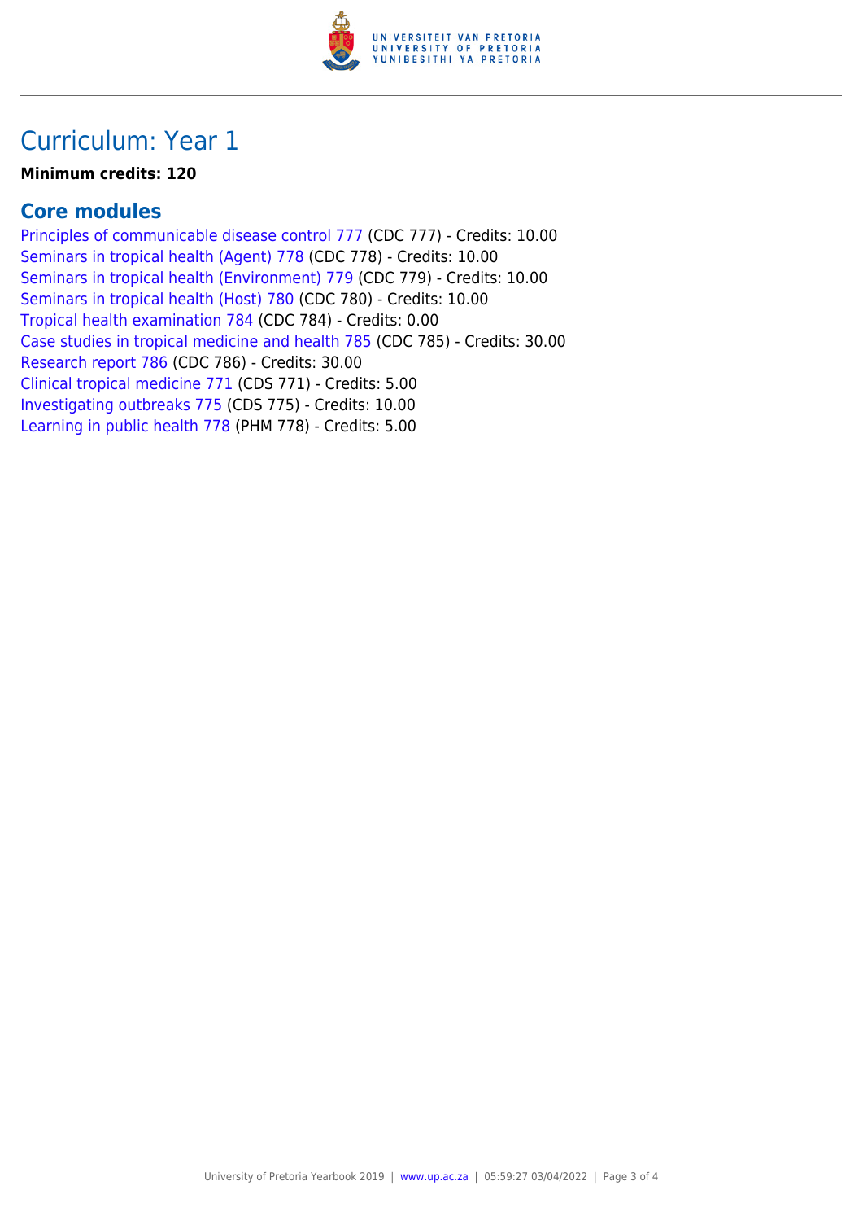# Curriculum: Year 1

**Minimum credits: 120**

## Core modules

Principles of communicable disease control 777 (CDC 777) - Credits: 10.00
Seminars in tropical health (Agent) 778 (CDC 778) - Credits: 10.00
Seminars in tropical health (Environment) 779 (CDC 779) - Credits: 10.00
Seminars in tropical health (Host) 780 (CDC 780) - Credits: 10.00
Tropical health examination 784 (CDC 784) - Credits: 0.00
Case studies in tropical medicine and health 785 (CDC 785) - Credits: 30.00
Research report 786 (CDC 786) - Credits: 30.00
Clinical tropical medicine 771 (CDS 771) - Credits: 5.00
Investigating outbreaks 775 (CDS 775) - Credits: 10.00
Learning in public health 778 (PHM 778) - Credits: 5.00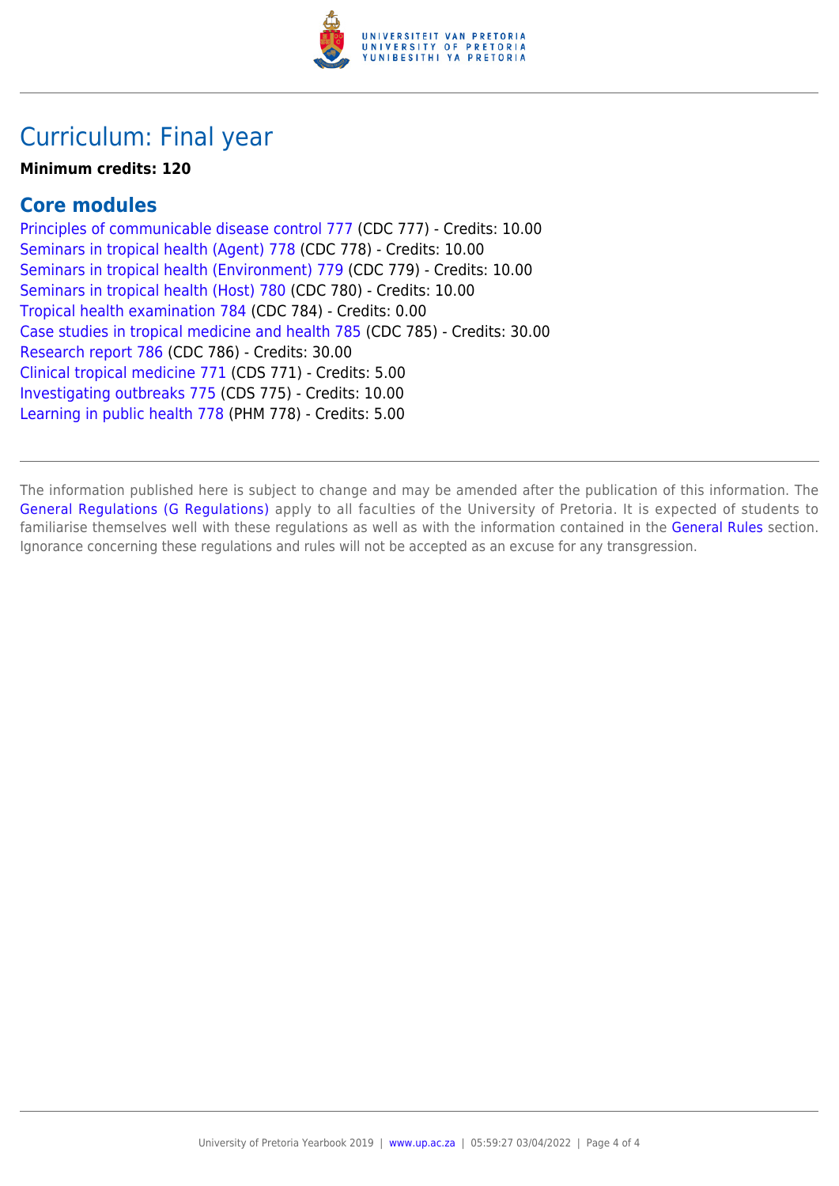# Curriculum: Final year

**Minimum credits: 120**

## Core modules

Principles of communicable disease control 777 (CDC 777) - Credits: 10.00
Seminars in tropical health (Agent) 778 (CDC 778) - Credits: 10.00
Seminars in tropical health (Environment) 779 (CDC 779) - Credits: 10.00
Seminars in tropical health (Host) 780 (CDC 780) - Credits: 10.00
Tropical health examination 784 (CDC 784) - Credits: 0.00
Case studies in tropical medicine and health 785 (CDC 785) - Credits: 30.00
Research report 786 (CDC 786) - Credits: 30.00
Clinical tropical medicine 771 (CDS 771) - Credits: 5.00
Investigating outbreaks 775 (CDS 775) - Credits: 10.00
Learning in public health 778 (PHM 778) - Credits: 5.00

---

The information published here is subject to change and may be amended after the publication of this information. The General Regulations (G Regulations) apply to all faculties of the University of Pretoria. It is expected of students to familiarise themselves well with these regulations as well as with the information contained in the General Rules section. Ignorance concerning these regulations and rules will not be accepted as an excuse for any transgression.